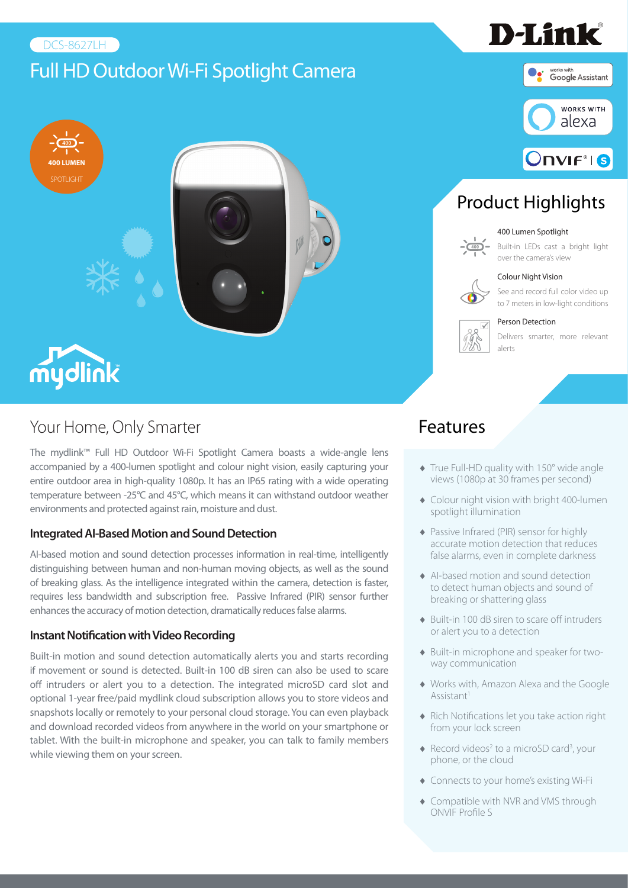DCS-8627LH

# Full HD Outdoor Wi-Fi Spotlight Camera

400 LUMEN SPOTLIGHT

## Product Highlights

**400 Lumen Spotlight**
Built-in LEDs cast a bright light over the camera's view

**Colour Night Vision**
See and record full color video up to 7 meters in low-light conditions

**Person Detection**
Delivers smarter, more relevant alerts

## Your Home, Only Smarter

The mydlink™ Full HD Outdoor Wi-Fi Spotlight Camera boasts a wide-angle lens accompanied by a 400-lumen spotlight and colour night vision, easily capturing your entire outdoor area in high-quality 1080p. It has an IP65 rating with a wide operating temperature between -25°C and 45°C, which means it can withstand outdoor weather environments and protected against rain, moisture and dust.

### Integrated AI-Based Motion and Sound Detection

AI-based motion and sound detection processes information in real-time, intelligently distinguishing between human and non-human moving objects, as well as the sound of breaking glass. As the intelligence integrated within the camera, detection is faster, requires less bandwidth and subscription free. Passive Infrared (PIR) sensor further enhances the accuracy of motion detection, dramatically reduces false alarms.

### Instant Notification with Video Recording

Built-in motion and sound detection automatically alerts you and starts recording if movement or sound is detected. Built-in 100 dB siren can also be used to scare off intruders or alert you to a detection. The integrated microSD card slot and optional 1-year free/paid mydlink cloud subscription allows you to store videos and snapshots locally or remotely to your personal cloud storage. You can even playback and download recorded videos from anywhere in the world on your smartphone or tablet. With the built-in microphone and speaker, you can talk to family members while viewing them on your screen.

## Features

- True Full-HD quality with 150° wide angle views (1080p at 30 frames per second)
- Colour night vision with bright 400-lumen spotlight illumination
- Passive Infrared (PIR) sensor for highly accurate motion detection that reduces false alarms, even in complete darkness
- AI-based motion and sound detection to detect human objects and sound of breaking or shattering glass
- Built-in 100 dB siren to scare off intruders or alert you to a detection
- Built-in microphone and speaker for two-way communication
- Works with, Amazon Alexa and the Google Assistant[1]
- Rich Notifications let you take action right from your lock screen
- Record videos[2] to a microSD card[3], your phone, or the cloud
- Connects to your home's existing Wi-Fi
- Compatible with NVR and VMS through ONVIF Profile S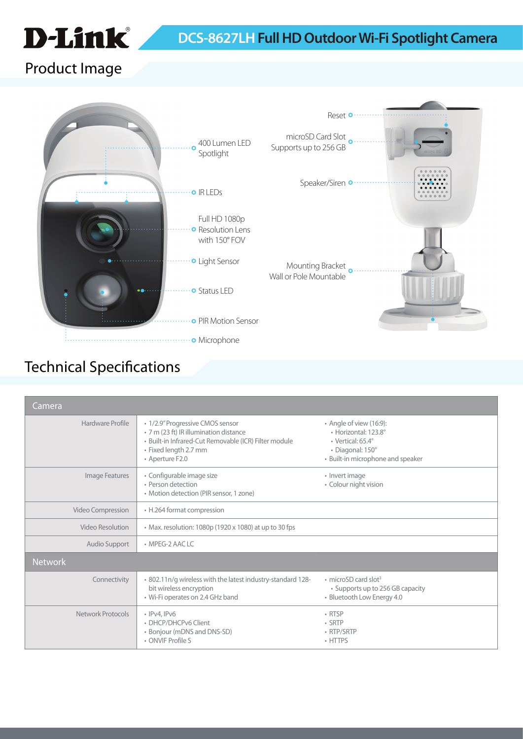# D-Link DCS-8627LH Full HD Outdoor Wi-Fi Spotlight Camera

## Product Image

- 400 Lumen LED Spotlight
- IR LEDs
- Full HD 1080p Resolution Lens with 150° FOV
- Light Sensor
- Status LED
- PIR Motion Sensor
- Microphone
- Reset
- microSD Card Slot Supports up to 256 GB
- Speaker/Siren
- Mounting Bracket Wall or Pole Mountable

## Technical Specifications

| Camera | | |
|---|---|---|
| Hardware Profile | • 1/2.9" Progressive CMOS sensor<br>• 7 m (23 ft) IR illumination distance<br>• Built-in Infrared-Cut Removable (ICR) Filter module<br>• Fixed length 2.7 mm<br>• Aperture F2.0 | • Angle of view (16:9):<br>  • Horizontal: 123.8°<br>  • Vertical: 65.4°<br>  • Diagonal: 150°<br>• Built-in microphone and speaker |
| Image Features | • Configurable image size<br>• Person detection<br>• Motion detection (PIR sensor, 1 zone) | • Invert image<br>• Colour night vision |
| Video Compression | • H.264 format compression | |
| Video Resolution | • Max. resolution: 1080p (1920 x 1080) at up to 30 fps | |
| Audio Support | • MPEG-2 AAC LC | |
| **Network** | | |
| Connectivity | • 802.11n/g wireless with the latest industry-standard 128-bit wireless encryption<br>• Wi-Fi operates on 2.4 GHz band | • microSD card slot[3]<br>  • Supports up to 256 GB capacity<br>• Bluetooth Low Energy 4.0 |
| Network Protocols | • IPv4, IPv6<br>• DHCP/DHCPv6 Client<br>• Bonjour (mDNS and DNS-SD)<br>• ONVIF Profile S | • RTSP<br>• SRTP<br>• RTP/SRTP<br>• HTTPS |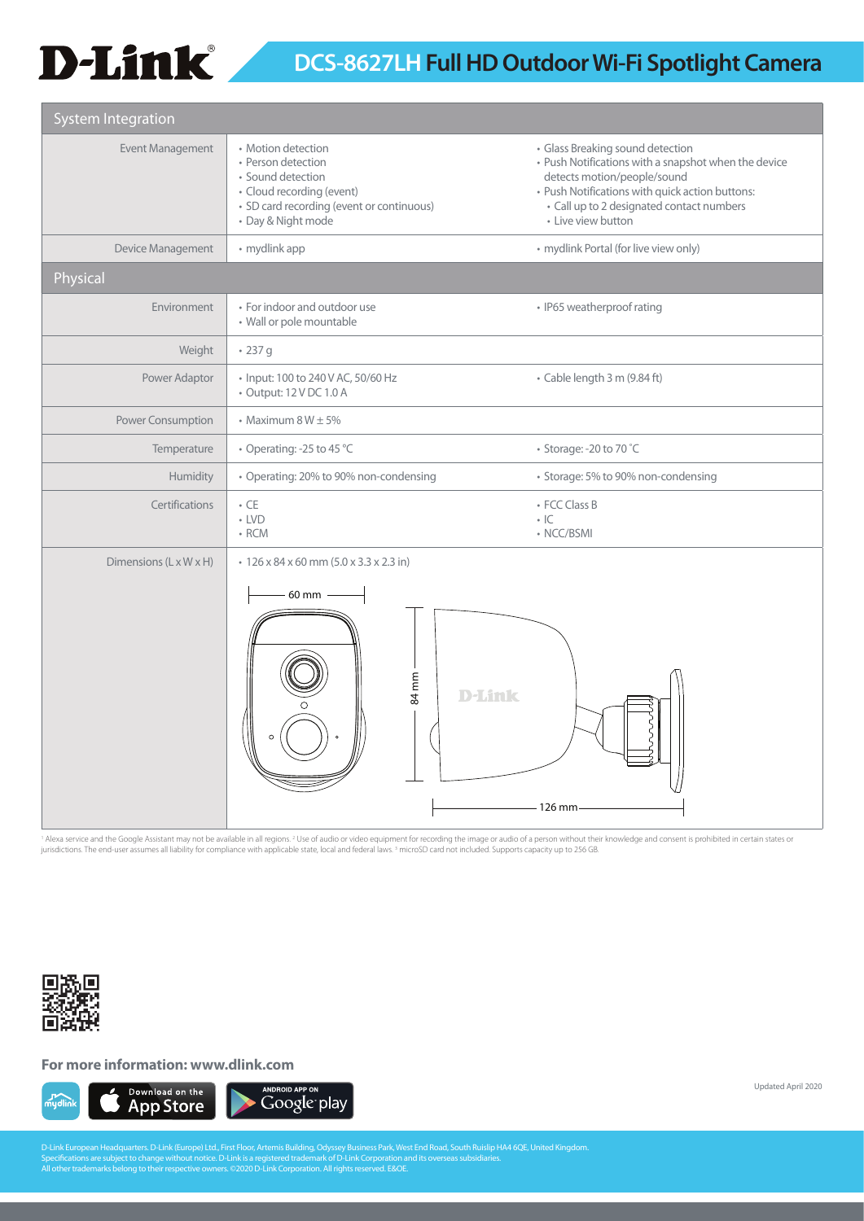# DCS-8627LH Full HD Outdoor Wi-Fi Spotlight Camera

| | | |
|---|---|---|
| **System Integration** | | |
| Event Management | • Motion detection<br>• Person detection<br>• Sound detection<br>• Cloud recording (event)<br>• SD card recording (event or continuous)<br>• Day & Night mode | • Glass Breaking sound detection<br>• Push Notifications with a snapshot when the device detects motion/people/sound<br>• Push Notifications with quick action buttons:<br>  • Call up to 2 designated contact numbers<br>  • Live view button |
| Device Management | • mydlink app | • mydlink Portal (for live view only) |
| **Physical** | | |
| Environment | • For indoor and outdoor use<br>• Wall or pole mountable | • IP65 weatherproof rating |
| Weight | • 237 g | |
| Power Adaptor | • Input: 100 to 240 V AC, 50/60 Hz<br>• Output: 12 V DC 1.0 A | • Cable length 3 m (9.84 ft) |
| Power Consumption | • Maximum 8 W ± 5% | |
| Temperature | • Operating: -25 to 45 °C | • Storage: -20 to 70 °C |
| Humidity | • Operating: 20% to 90% non-condensing | • Storage: 5% to 90% non-condensing |
| Certifications | • CE<br>• LVD<br>• RCM | • FCC Class B<br>• IC<br>• NCC/BSMI |
| Dimensions (L x W x H) | • 126 x 84 x 60 mm (5.0 x 3.3 x 2.3 in) | |

60 mm

84 mm

126 mm

[1] Alexa service and the Google Assistant may not be available in all regions. [2] Use of audio or video equipment for recording the image or audio of a person without their knowledge and consent is prohibited in certain states or jurisdictions. The end-user assumes all liability for compliance with applicable state, local and federal laws. [3] microSD card not included. Supports capacity up to 256 GB.

**For more information: www.dlink.com**

Updated April 2020

D-Link European Headquarters. D-Link (Europe) Ltd., First Floor, Artemis Building, Odyssey Business Park, West End Road, South Ruislip HA4 6QE, United Kingdom.
Specifications are subject to change without notice. D-Link is a registered trademark of D-Link Corporation and its overseas subsidiaries.
All other trademarks belong to their respective owners. ©2020 D-Link Corporation. All rights reserved. E&OE.